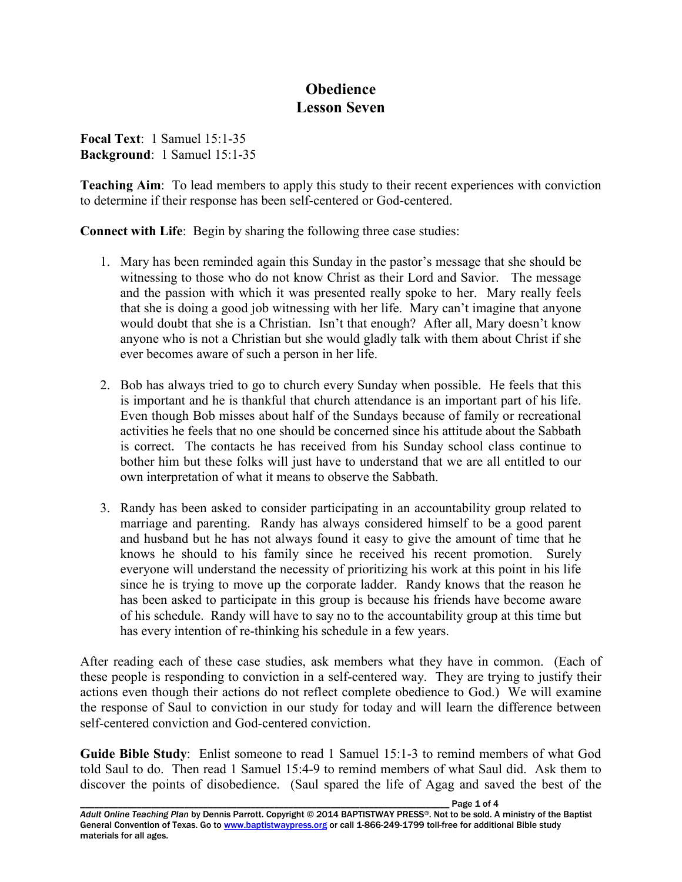# Obedience
## Lesson Seven

**Focal Text**: 1 Samuel 15:1-35
**Background**: 1 Samuel 15:1-35

**Teaching Aim**: To lead members to apply this study to their recent experiences with conviction to determine if their response has been self-centered or God-centered.

**Connect with Life**: Begin by sharing the following three case studies:

1. Mary has been reminded again this Sunday in the pastor's message that she should be witnessing to those who do not know Christ as their Lord and Savior. The message and the passion with which it was presented really spoke to her. Mary really feels that she is doing a good job witnessing with her life. Mary can't imagine that anyone would doubt that she is a Christian. Isn't that enough? After all, Mary doesn't know anyone who is not a Christian but she would gladly talk with them about Christ if she ever becomes aware of such a person in her life.

2. Bob has always tried to go to church every Sunday when possible. He feels that this is important and he is thankful that church attendance is an important part of his life. Even though Bob misses about half of the Sundays because of family or recreational activities he feels that no one should be concerned since his attitude about the Sabbath is correct. The contacts he has received from his Sunday school class continue to bother him but these folks will just have to understand that we are all entitled to our own interpretation of what it means to observe the Sabbath.

3. Randy has been asked to consider participating in an accountability group related to marriage and parenting. Randy has always considered himself to be a good parent and husband but he has not always found it easy to give the amount of time that he knows he should to his family since he received his recent promotion. Surely everyone will understand the necessity of prioritizing his work at this point in his life since he is trying to move up the corporate ladder. Randy knows that the reason he has been asked to participate in this group is because his friends have become aware of his schedule. Randy will have to say no to the accountability group at this time but has every intention of re-thinking his schedule in a few years.

After reading each of these case studies, ask members what they have in common. (Each of these people is responding to conviction in a self-centered way. They are trying to justify their actions even though their actions do not reflect complete obedience to God.) We will examine the response of Saul to conviction in our study for today and will learn the difference between self-centered conviction and God-centered conviction.

**Guide Bible Study**: Enlist someone to read 1 Samuel 15:1-3 to remind members of what God told Saul to do. Then read 1 Samuel 15:4-9 to remind members of what Saul did. Ask them to discover the points of disobedience. (Saul spared the life of Agag and saved the best of the

*Adult Online Teaching Plan* by Dennis Parrott. Copyright © 2014 BAPTISTWAY PRESS®. Not to be sold. A ministry of the Baptist General Convention of Texas. Go to www.baptistwaypress.org or call 1-866-249-1799 toll-free for additional Bible study materials for all ages.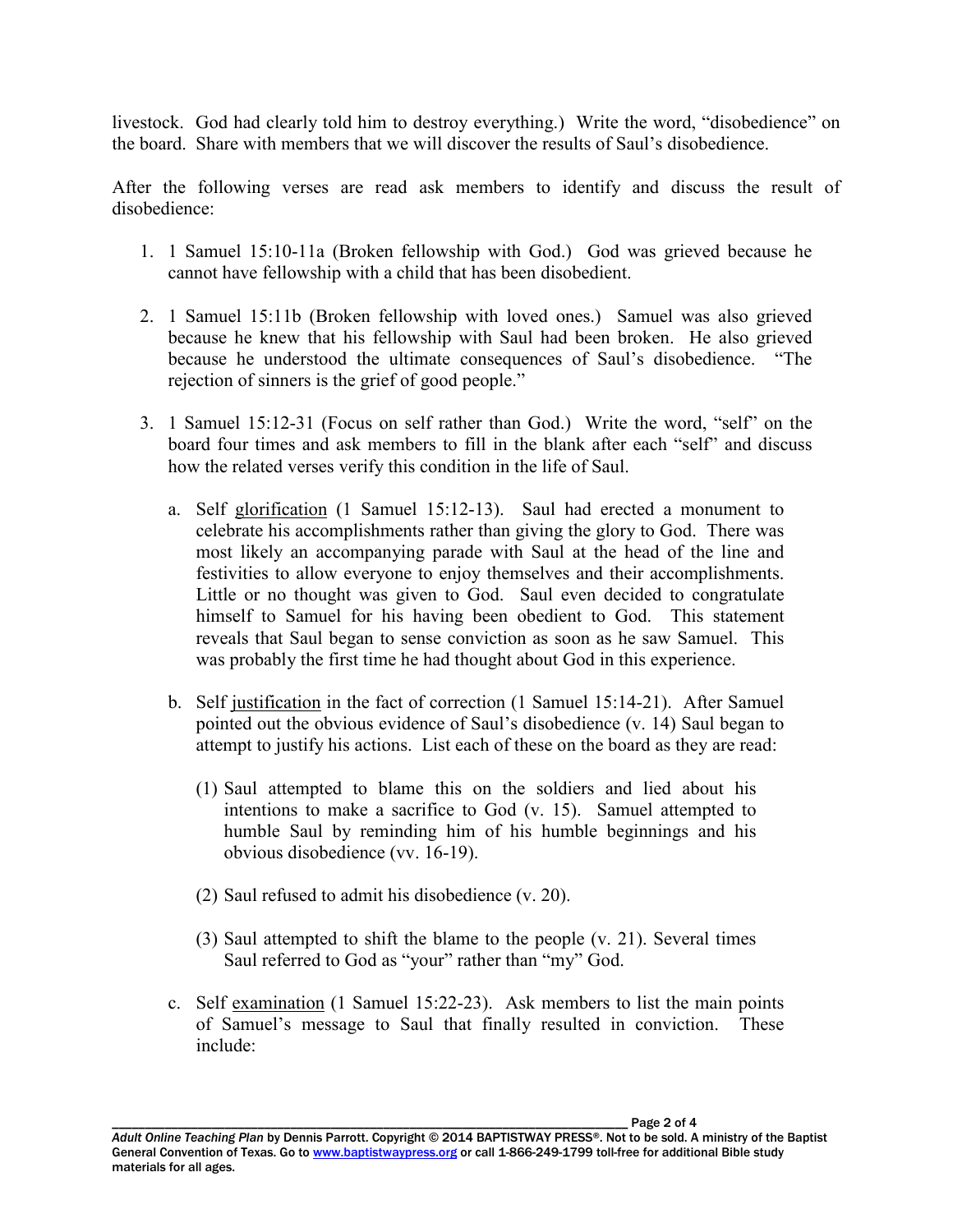livestock. God had clearly told him to destroy everything.) Write the word, "disobedience" on the board. Share with members that we will discover the results of Saul's disobedience.

After the following verses are read ask members to identify and discuss the result of disobedience:

1. 1 Samuel 15:10-11a (Broken fellowship with God.) God was grieved because he cannot have fellowship with a child that has been disobedient.

2. 1 Samuel 15:11b (Broken fellowship with loved ones.) Samuel was also grieved because he knew that his fellowship with Saul had been broken. He also grieved because he understood the ultimate consequences of Saul's disobedience. "The rejection of sinners is the grief of good people."

3. 1 Samuel 15:12-31 (Focus on self rather than God.) Write the word, "self" on the board four times and ask members to fill in the blank after each "self" and discuss how the related verses verify this condition in the life of Saul.

   a. Self <u>glorification</u> (1 Samuel 15:12-13). Saul had erected a monument to celebrate his accomplishments rather than giving the glory to God. There was most likely an accompanying parade with Saul at the head of the line and festivities to allow everyone to enjoy themselves and their accomplishments. Little or no thought was given to God. Saul even decided to congratulate himself to Samuel for his having been obedient to God. This statement reveals that Saul began to sense conviction as soon as he saw Samuel. This was probably the first time he had thought about God in this experience.

   b. Self <u>justification</u> in the fact of correction (1 Samuel 15:14-21). After Samuel pointed out the obvious evidence of Saul's disobedience (v. 14) Saul began to attempt to justify his actions. List each of these on the board as they are read:

      (1) Saul attempted to blame this on the soldiers and lied about his intentions to make a sacrifice to God (v. 15). Samuel attempted to humble Saul by reminding him of his humble beginnings and his obvious disobedience (vv. 16-19).

      (2) Saul refused to admit his disobedience (v. 20).

      (3) Saul attempted to shift the blame to the people (v. 21). Several times Saul referred to God as "your" rather than "my" God.

   c. Self <u>examination</u> (1 Samuel 15:22-23). Ask members to list the main points of Samuel's message to Saul that finally resulted in conviction. These include: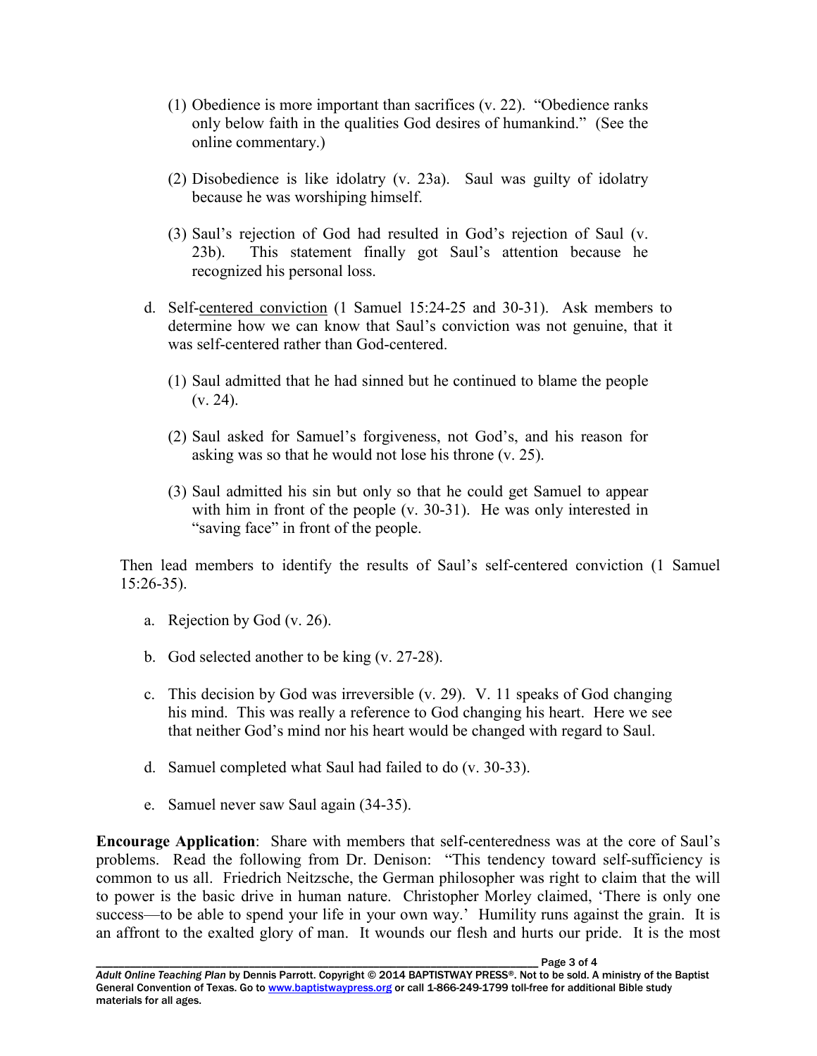(1) Obedience is more important than sacrifices (v. 22). "Obedience ranks only below faith in the qualities God desires of humankind." (See the online commentary.)

(2) Disobedience is like idolatry (v. 23a). Saul was guilty of idolatry because he was worshiping himself.

(3) Saul's rejection of God had resulted in God's rejection of Saul (v. 23b). This statement finally got Saul's attention because he recognized his personal loss.

d. Self-centered conviction (1 Samuel 15:24-25 and 30-31). Ask members to determine how we can know that Saul's conviction was not genuine, that it was self-centered rather than God-centered.

(1) Saul admitted that he had sinned but he continued to blame the people (v. 24).

(2) Saul asked for Samuel's forgiveness, not God's, and his reason for asking was so that he would not lose his throne (v. 25).

(3) Saul admitted his sin but only so that he could get Samuel to appear with him in front of the people (v. 30-31). He was only interested in "saving face" in front of the people.

Then lead members to identify the results of Saul's self-centered conviction (1 Samuel 15:26-35).

a. Rejection by God (v. 26).

b. God selected another to be king (v. 27-28).

c. This decision by God was irreversible (v. 29). V. 11 speaks of God changing his mind. This was really a reference to God changing his heart. Here we see that neither God's mind nor his heart would be changed with regard to Saul.

d. Samuel completed what Saul had failed to do (v. 30-33).

e. Samuel never saw Saul again (34-35).

**Encourage Application**: Share with members that self-centeredness was at the core of Saul's problems. Read the following from Dr. Denison: "This tendency toward self-sufficiency is common to us all. Friedrich Neitzsche, the German philosopher was right to claim that the will to power is the basic drive in human nature. Christopher Morley claimed, 'There is only one success—to be able to spend your life in your own way.' Humility runs against the grain. It is an affront to the exalted glory of man. It wounds our flesh and hurts our pride. It is the most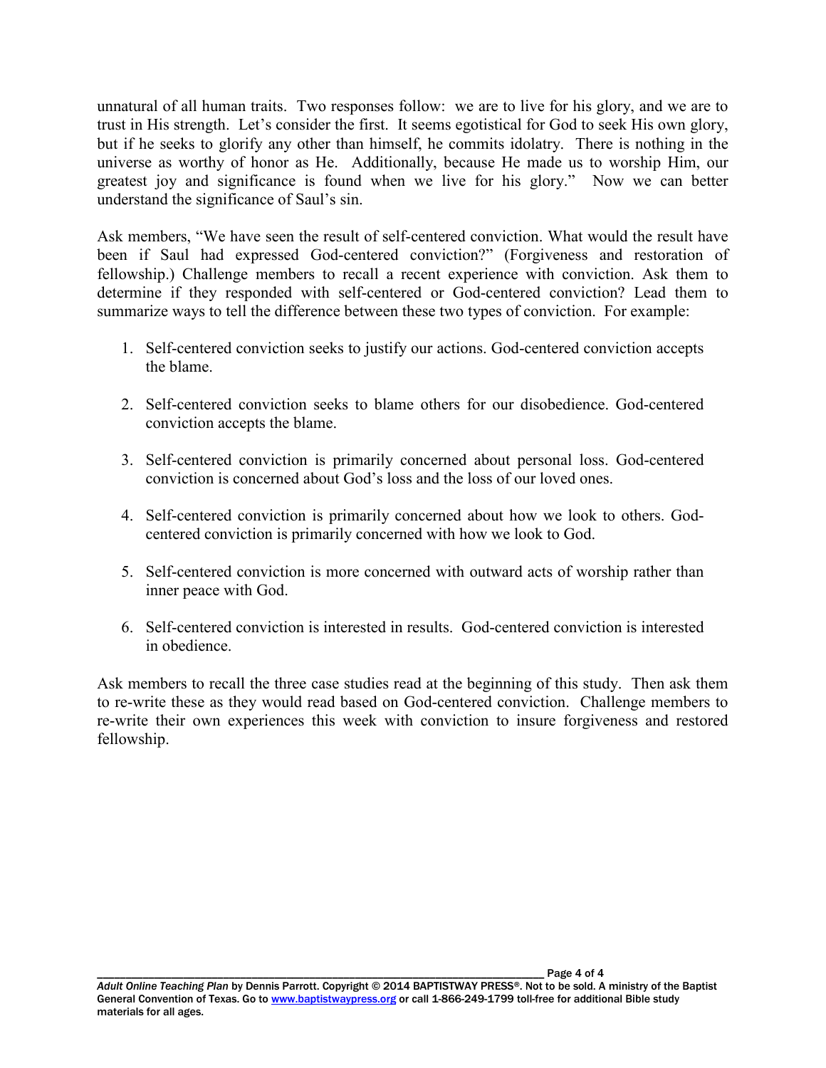unnatural of all human traits. Two responses follow: we are to live for his glory, and we are to trust in His strength. Let's consider the first. It seems egotistical for God to seek His own glory, but if he seeks to glorify any other than himself, he commits idolatry. There is nothing in the universe as worthy of honor as He. Additionally, because He made us to worship Him, our greatest joy and significance is found when we live for his glory." Now we can better understand the significance of Saul's sin.

Ask members, "We have seen the result of self-centered conviction. What would the result have been if Saul had expressed God-centered conviction?" (Forgiveness and restoration of fellowship.) Challenge members to recall a recent experience with conviction. Ask them to determine if they responded with self-centered or God-centered conviction? Lead them to summarize ways to tell the difference between these two types of conviction. For example:

1. Self-centered conviction seeks to justify our actions. God-centered conviction accepts the blame.

2. Self-centered conviction seeks to blame others for our disobedience. God-centered conviction accepts the blame.

3. Self-centered conviction is primarily concerned about personal loss. God-centered conviction is concerned about God's loss and the loss of our loved ones.

4. Self-centered conviction is primarily concerned about how we look to others. God-centered conviction is primarily concerned with how we look to God.

5. Self-centered conviction is more concerned with outward acts of worship rather than inner peace with God.

6. Self-centered conviction is interested in results. God-centered conviction is interested in obedience.

Ask members to recall the three case studies read at the beginning of this study. Then ask them to re-write these as they would read based on God-centered conviction. Challenge members to re-write their own experiences this week with conviction to insure forgiveness and restored fellowship.

*Adult Online Teaching Plan* by Dennis Parrott. Copyright © 2014 BAPTISTWAY PRESS®. Not to be sold. A ministry of the Baptist General Convention of Texas. Go to www.baptistwaypress.org or call 1-866-249-1799 toll-free for additional Bible study materials for all ages.